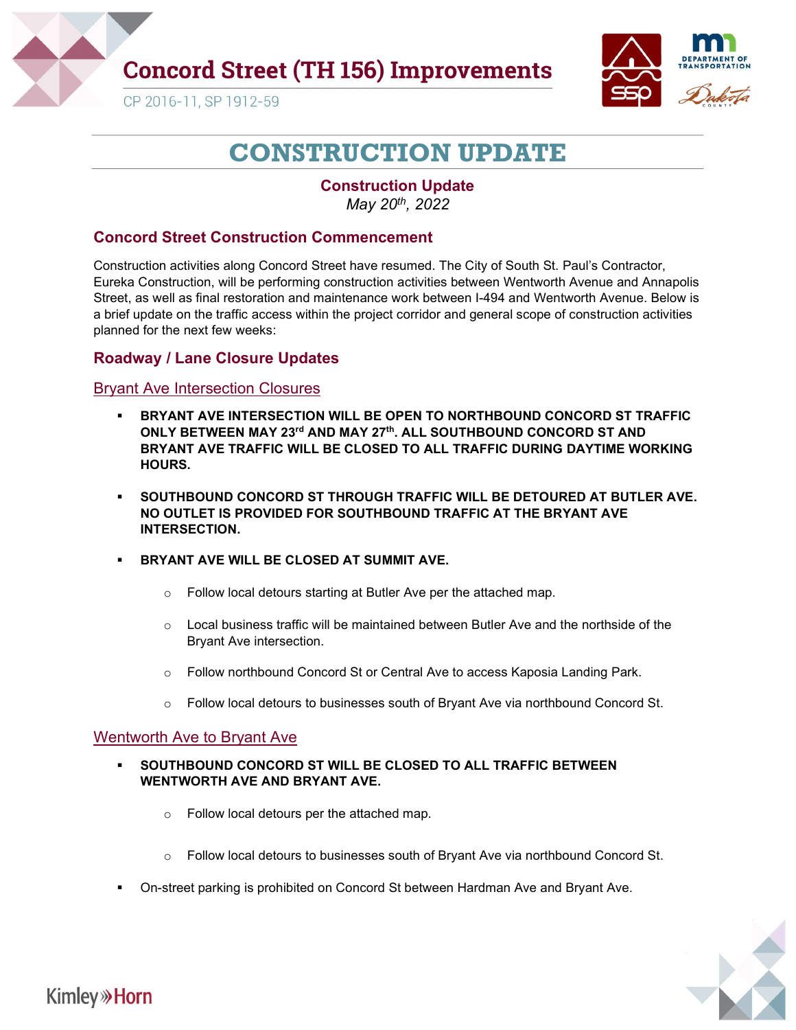# Concord Street (TH 156) Improvements

CP 2016-11, SP 1912-59

# CONSTRUCTION UPDATE

**Construction Update**

*May 20th, 2022*

## Concord Street Construction Commencement

Construction activities along Concord Street have resumed. The City of South St. Paul's Contractor, Eureka Construction, will be performing construction activities between Wentworth Avenue and Annapolis Street, as well as final restoration and maintenance work between I-494 and Wentworth Avenue. Below is a brief update on the traffic access within the project corridor and general scope of construction activities planned for the next few weeks:

## Roadway / Lane Closure Updates

### Bryant Ave Intersection Closures

- **BRYANT AVE INTERSECTION WILL BE OPEN TO NORTHBOUND CONCORD ST TRAFFIC ONLY BETWEEN MAY 23rd AND MAY 27th. ALL SOUTHBOUND CONCORD ST AND BRYANT AVE TRAFFIC WILL BE CLOSED TO ALL TRAFFIC DURING DAYTIME WORKING HOURS.**
- **SOUTHBOUND CONCORD ST THROUGH TRAFFIC WILL BE DETOURED AT BUTLER AVE. NO OUTLET IS PROVIDED FOR SOUTHBOUND TRAFFIC AT THE BRYANT AVE INTERSECTION.**
- **BRYANT AVE WILL BE CLOSED AT SUMMIT AVE.**
  - Follow local detours starting at Butler Ave per the attached map.
  - Local business traffic will be maintained between Butler Ave and the northside of the Bryant Ave intersection.
  - Follow northbound Concord St or Central Ave to access Kaposia Landing Park.
  - Follow local detours to businesses south of Bryant Ave via northbound Concord St.

### Wentworth Ave to Bryant Ave

- **SOUTHBOUND CONCORD ST WILL BE CLOSED TO ALL TRAFFIC BETWEEN WENTWORTH AVE AND BRYANT AVE.**
  - Follow local detours per the attached map.
  - Follow local detours to businesses south of Bryant Ave via northbound Concord St.
- On-street parking is prohibited on Concord St between Hardman Ave and Bryant Ave.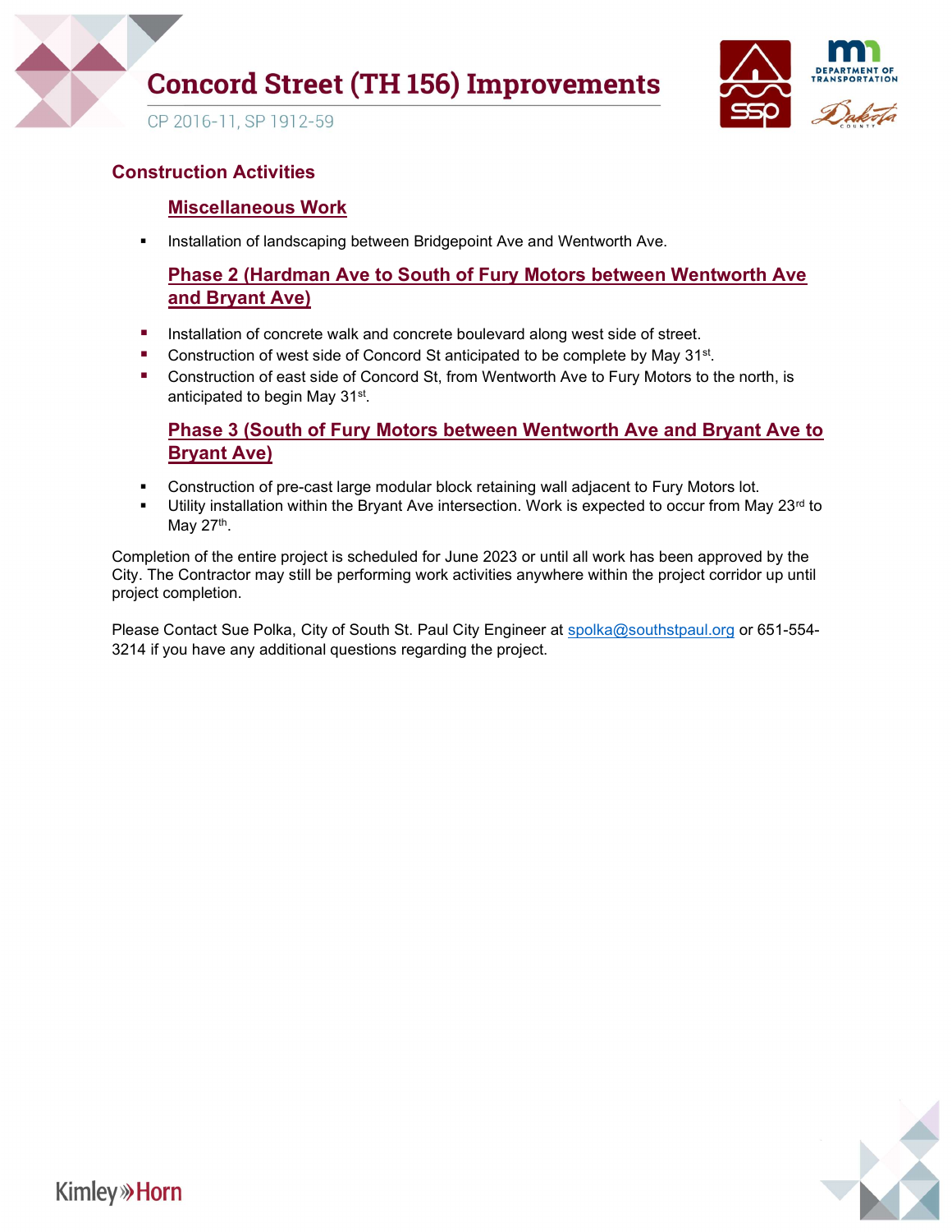## Construction Activities

### Miscellaneous Work

- Installation of landscaping between Bridgepoint Ave and Wentworth Ave.

### Phase 2 (Hardman Ave to South of Fury Motors between Wentworth Ave and Bryant Ave)

- Installation of concrete walk and concrete boulevard along west side of street.
- Construction of west side of Concord St anticipated to be complete by May 31st.
- Construction of east side of Concord St, from Wentworth Ave to Fury Motors to the north, is anticipated to begin May 31st.

### Phase 3 (South of Fury Motors between Wentworth Ave and Bryant Ave to Bryant Ave)

- Construction of pre-cast large modular block retaining wall adjacent to Fury Motors lot.
- Utility installation within the Bryant Ave intersection. Work is expected to occur from May 23rd to May 27th.

Completion of the entire project is scheduled for June 2023 or until all work has been approved by the City. The Contractor may still be performing work activities anywhere within the project corridor up until project completion.

Please Contact Sue Polka, City of South St. Paul City Engineer at spolka@southstpaul.org or 651-554-3214 if you have any additional questions regarding the project.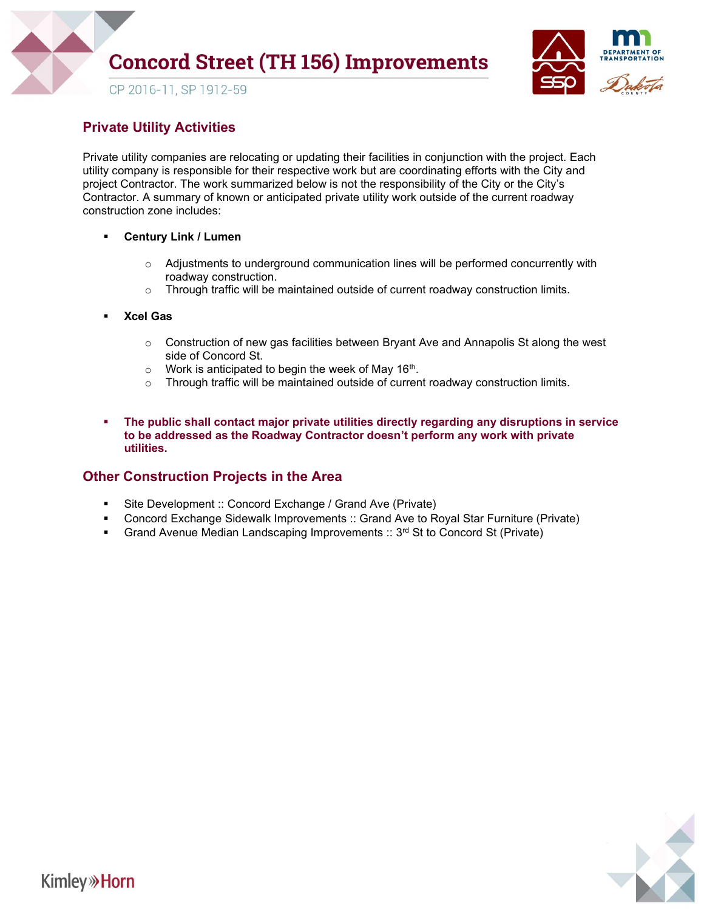## Private Utility Activities

Private utility companies are relocating or updating their facilities in conjunction with the project. Each utility company is responsible for their respective work but are coordinating efforts with the City and project Contractor. The work summarized below is not the responsibility of the City or the City's Contractor. A summary of known or anticipated private utility work outside of the current roadway construction zone includes:

- **Century Link / Lumen**
  - Adjustments to underground communication lines will be performed concurrently with roadway construction.
  - Through traffic will be maintained outside of current roadway construction limits.
- **Xcel Gas**
  - Construction of new gas facilities between Bryant Ave and Annapolis St along the west side of Concord St.
  - Work is anticipated to begin the week of May 16th.
  - Through traffic will be maintained outside of current roadway construction limits.
- **The public shall contact major private utilities directly regarding any disruptions in service to be addressed as the Roadway Contractor doesn't perform any work with private utilities.**

## Other Construction Projects in the Area

- Site Development :: Concord Exchange / Grand Ave (Private)
- Concord Exchange Sidewalk Improvements :: Grand Ave to Royal Star Furniture (Private)
- Grand Avenue Median Landscaping Improvements :: 3rd St to Concord St (Private)